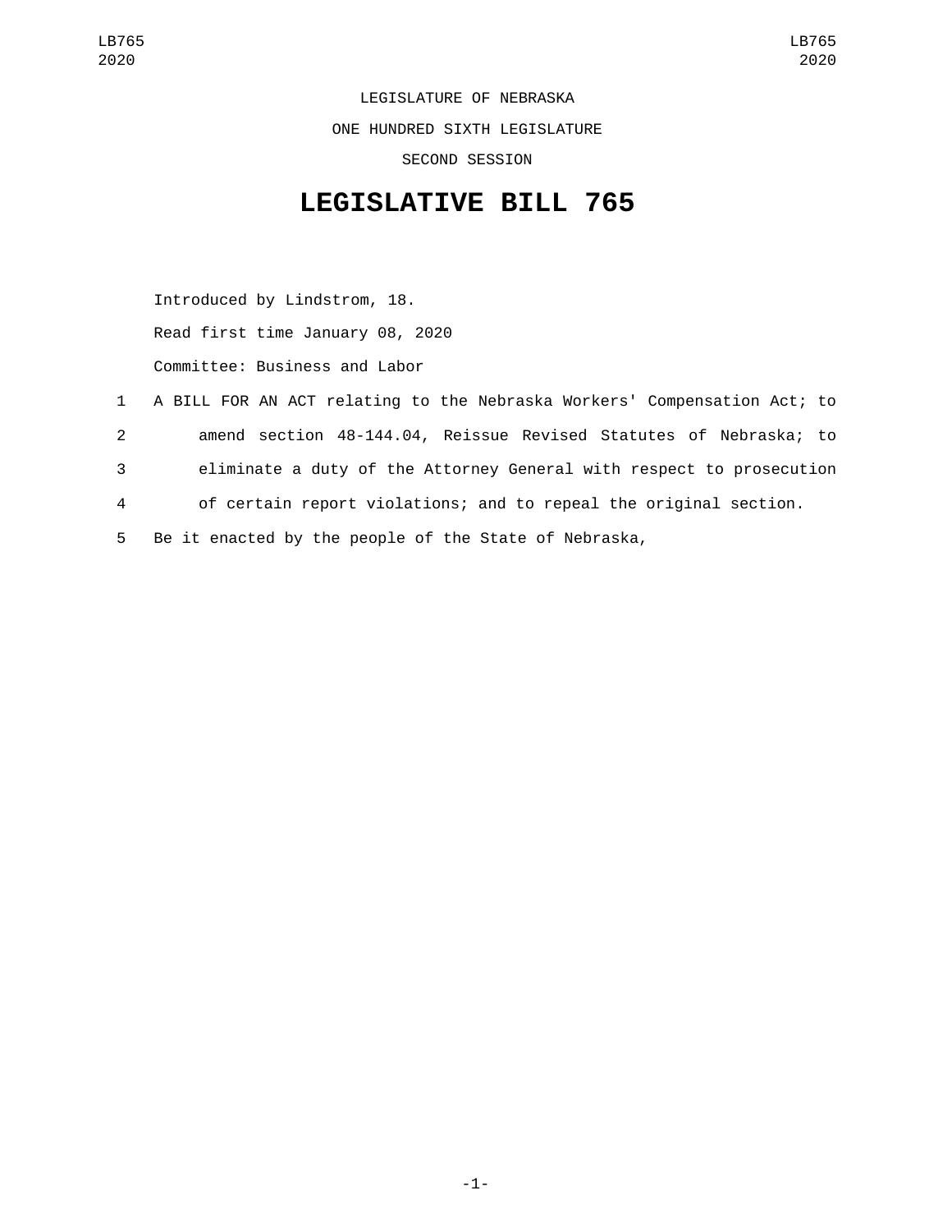LEGISLATURE OF NEBRASKA

ONE HUNDRED SIXTH LEGISLATURE

SECOND SESSION

# LEGISLATIVE BILL 765

Introduced by Lindstrom, 18.

Read first time January 08, 2020

Committee: Business and Labor

A BILL FOR AN ACT relating to the Nebraska Workers' Compensation Act; to amend section 48-144.04, Reissue Revised Statutes of Nebraska; to eliminate a duty of the Attorney General with respect to prosecution of certain report violations; and to repeal the original section.

Be it enacted by the people of the State of Nebraska,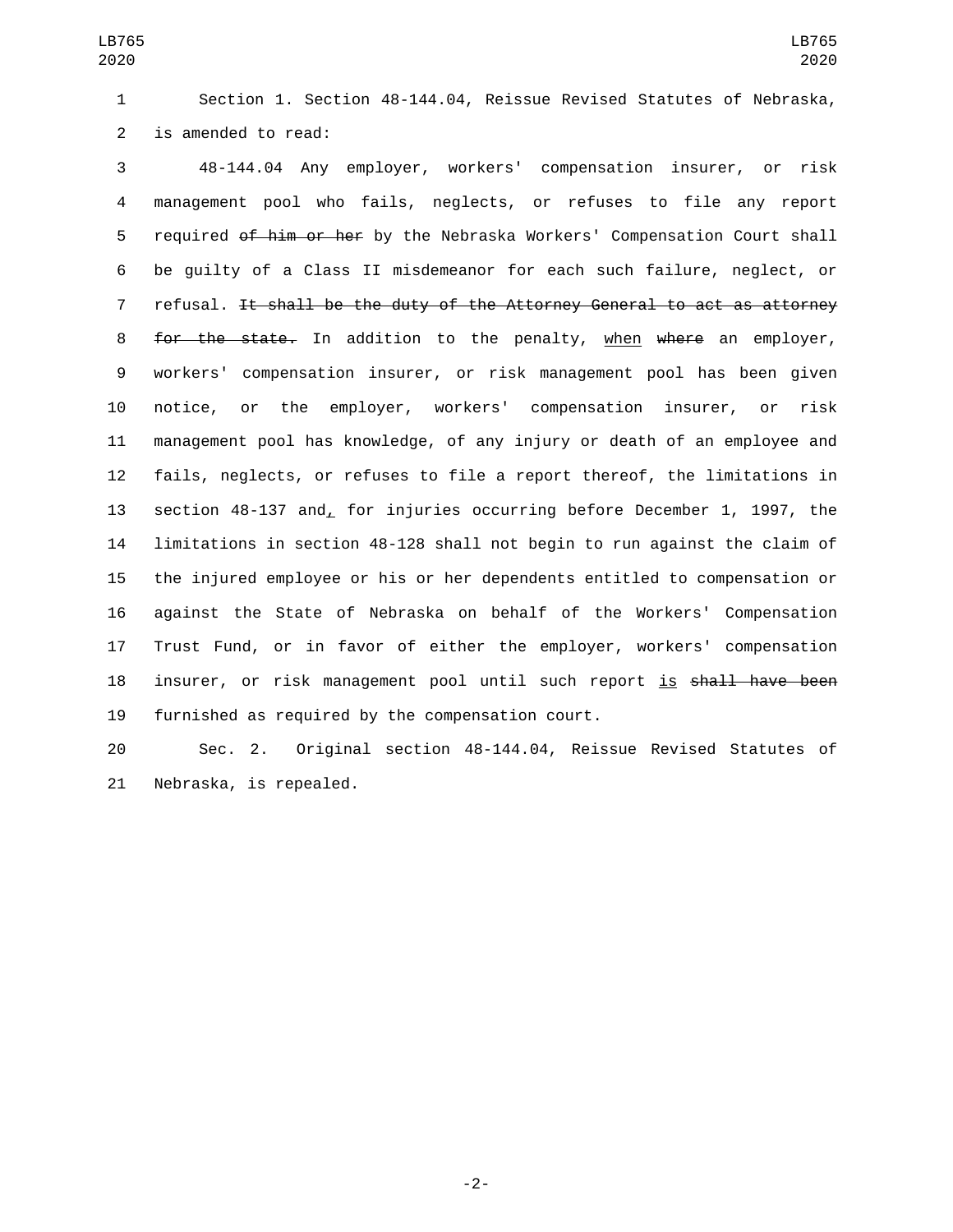Section 1. Section 48-144.04, Reissue Revised Statutes of Nebraska, is amended to read:

48-144.04 Any employer, workers' compensation insurer, or risk management pool who fails, neglects, or refuses to file any report required ~~of him or her~~ by the Nebraska Workers' Compensation Court shall be guilty of a Class II misdemeanor for each such failure, neglect, or refusal. ~~It shall be the duty of the Attorney General to act as attorney for the state.~~ In addition to the penalty, when ~~where~~ an employer, workers' compensation insurer, or risk management pool has been given notice, or the employer, workers' compensation insurer, or risk management pool has knowledge, of any injury or death of an employee and fails, neglects, or refuses to file a report thereof, the limitations in section 48-137 and, for injuries occurring before December 1, 1997, the limitations in section 48-128 shall not begin to run against the claim of the injured employee or his or her dependents entitled to compensation or against the State of Nebraska on behalf of the Workers' Compensation Trust Fund, or in favor of either the employer, workers' compensation insurer, or risk management pool until such report is ~~shall have been~~ furnished as required by the compensation court.

Sec. 2. Original section 48-144.04, Reissue Revised Statutes of Nebraska, is repealed.